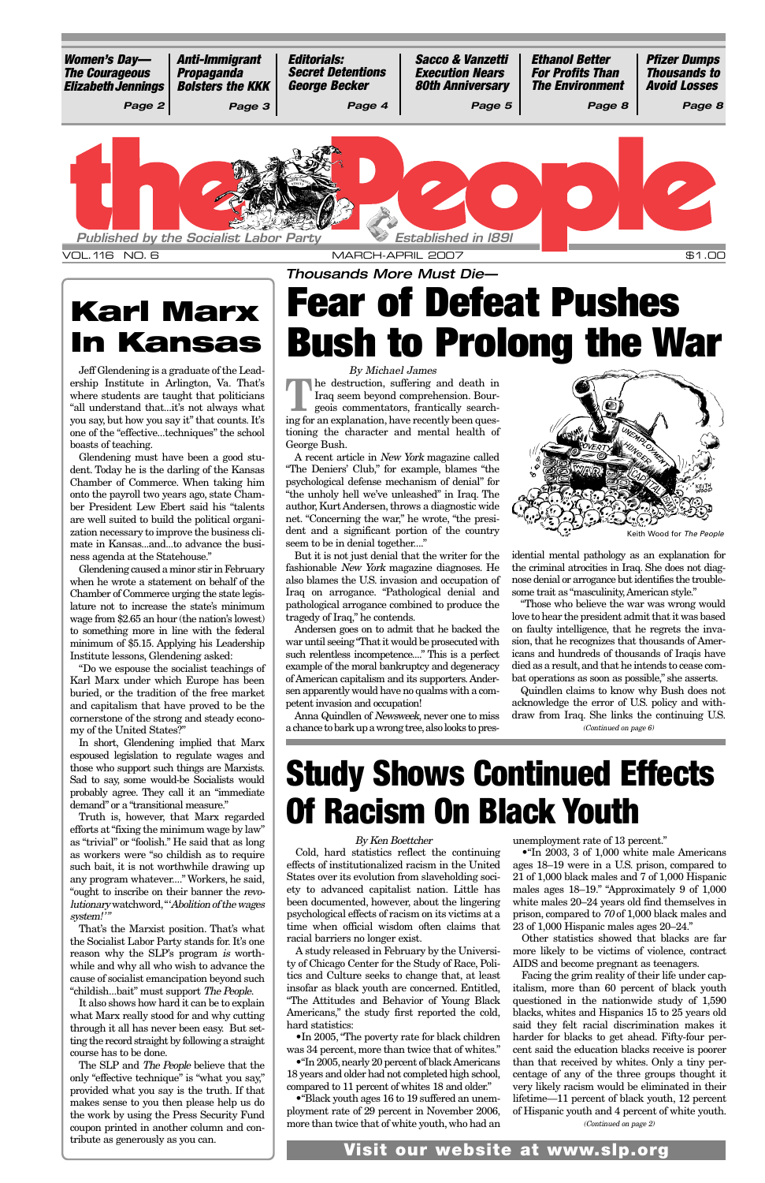Women's Day— The Courageous Elizabeth Jennings — Page 2 | Anti-Immigrant Propaganda Bolsters the KKK — Page 3 | Editorials: Secret Detentions George Becker — Page 4 | Sacco & Vanzetti Execution Nears 80th Anniversary — Page 5 | Ethanol Better For Profits Than The Environment — Page 8 | Pfizer Dumps Thousands to Avoid Losses — Page 8

# the People

Published by the Socialist Labor Party — Established in 1891

VOL. 116 NO. 6 — MARCH-APRIL 2007 — $1.00

## Karl Marx In Kansas

Jeff Glendening is a graduate of the Leadership Institute in Arlington, Va. That's where students are taught that politicians "all understand that...it's not always what you say, but how you say it" that counts. It's one of the "effective...techniques" the school boasts of teaching.

Glendening must have been a good student. Today he is the darling of the Kansas Chamber of Commerce. When taking him onto the payroll two years ago, state Chamber President Lew Ebert said his "talents are well suited to build the political organization necessary to improve the business climate in Kansas...and...to advance the business agenda at the Statehouse."

Glendening caused a minor stir in February when he wrote a statement on behalf of the Chamber of Commerce urging the state legislature not to increase the state's minimum wage from $2.65 an hour (the nation's lowest) to something more in line with the federal minimum of $5.15. Applying his Leadership Institute lessons, Glendening asked:

"Do we espouse the socialist teachings of Karl Marx under which Europe has been buried, or the tradition of the free market and capitalism that have proved to be the cornerstone of the strong and steady economy of the United States?"

In short, Glendening implied that Marx espoused legislation to regulate wages and those who support such things are Marxists. Sad to say, some would-be Socialists would probably agree. They call it an "immediate demand" or a "transitional measure."

Truth is, however, that Marx regarded efforts at "fixing the minimum wage by law" as "trivial" or "foolish." He said that as long as workers were "so childish as to require such bait, it is not worthwhile drawing up any program whatever...." Workers, he said, "ought to inscribe on their banner the *revolutionary* watchword, '*Abolition of the wages system!*'"

That's the Marxist position. That's what the Socialist Labor Party stands for. It's one reason why the SLP's program *is* worthwhile and why all who wish to advance the cause of socialist emancipation beyond such "childish...bait" must support *The People*.

It also shows how hard it can be to explain what Marx really stood for and why cutting through it all has never been easy. But setting the record straight by following a straight course has to be done.

The SLP and *The People* believe that the only "effective technique" is "what you say," provided what you say is the truth. If that makes sense to you then please help us do the work by using the Press Security Fund coupon printed in another column and contribute as generously as you can.

*Thousands More Must Die—*

# Fear of Defeat Pushes Bush to Prolong the War

*By Michael James*

The destruction, suffering and death in Iraq seem beyond comprehension. Bourgeois commentators, frantically searching for an explanation, have recently been questioning the character and mental health of George Bush.

A recent article in *New York* magazine called "The Deniers' Club," for example, blames "the psychological defense mechanism of denial" for "the unholy hell we've unleashed" in Iraq. The author, Kurt Andersen, throws a diagnostic wide net. "Concerning the war," he wrote, "the president and a significant portion of the country seem to be in denial together...."

But it is not just denial that the writer for the fashionable *New York* magazine diagnoses. He also blames the U.S. invasion and occupation of Iraq on arrogance. "Pathological denial and pathological arrogance combined to produce the tragedy of Iraq," he contends.

Andersen goes on to admit that he backed the war until seeing "That it would be prosecuted with such relentless incompetence...." This is a perfect example of the moral bankruptcy and degeneracy of American capitalism and its supporters. Andersen apparently would have no qualms with a competent invasion and occupation!

Anna Quindlen of *Newsweek*, never one to miss a chance to bark up a wrong tree, also looks to presidential mental pathology as an explanation for the criminal atrocities in Iraq. She does not diagnose denial or arrogance but identifies the troublesome trait as "masculinity, American style."

Keith Wood for *The People*

"Those who believe the war was wrong would love to hear the president admit that it was based on faulty intelligence, that he regrets the invasion, that he recognizes that thousands of Americans and hundreds of thousands of Iraqis have died as a result, and that he intends to cease combat operations as soon as possible," she asserts.

Quindlen claims to know why Bush does not acknowledge the error of U.S. policy and withdraw from Iraq. She links the continuing U.S.

*(Continued on page 6)*

# Study Shows Continued Effects Of Racism On Black Youth

*By Ken Boettcher*

Cold, hard statistics reflect the continuing effects of institutionalized racism in the United States over its evolution from slaveholding society to advanced capitalist nation. Little has been documented, however, about the lingering psychological effects of racism on its victims at a time when official wisdom often claims that racial barriers no longer exist.

A study released in February by the University of Chicago Center for the Study of Race, Politics and Culture seeks to change that, at least insofar as black youth are concerned. Entitled, "The Attitudes and Behavior of Young Black Americans," the study first reported the cold, hard statistics:

- In 2005, "The poverty rate for black children was 34 percent, more than twice that of whites."
- "In 2005, nearly 20 percent of black Americans 18 years and older had not completed high school, compared to 11 percent of whites 18 and older."
- "Black youth ages 16 to 19 suffered an unemployment rate of 29 percent in November 2006, more than twice that of white youth, who had an unemployment rate of 13 percent."
- "In 2003, 3 of 1,000 white male Americans ages 18–19 were in a U.S. prison, compared to 21 of 1,000 black males and 7 of 1,000 Hispanic males ages 18–19." "Approximately 9 of 1,000 white males 20–24 years old find themselves in prison, compared to *70* of 1,000 black males and 23 of 1,000 Hispanic males ages 20–24."

Other statistics showed that blacks are far more likely to be victims of violence, contract AIDS and become pregnant as teenagers.

Facing the grim reality of their life under capitalism, more than 60 percent of black youth questioned in the nationwide study of 1,590 blacks, whites and Hispanics 15 to 25 years old said they felt racial discrimination makes it harder for blacks to get ahead. Fifty-four percent said the education blacks receive is poorer than that received by whites. Only a tiny percentage of any of the three groups thought it very likely racism would be eliminated in their lifetime—11 percent of black youth, 12 percent of Hispanic youth and 4 percent of white youth.

*(Continued on page 2)*

**Visit our website at www.slp.org**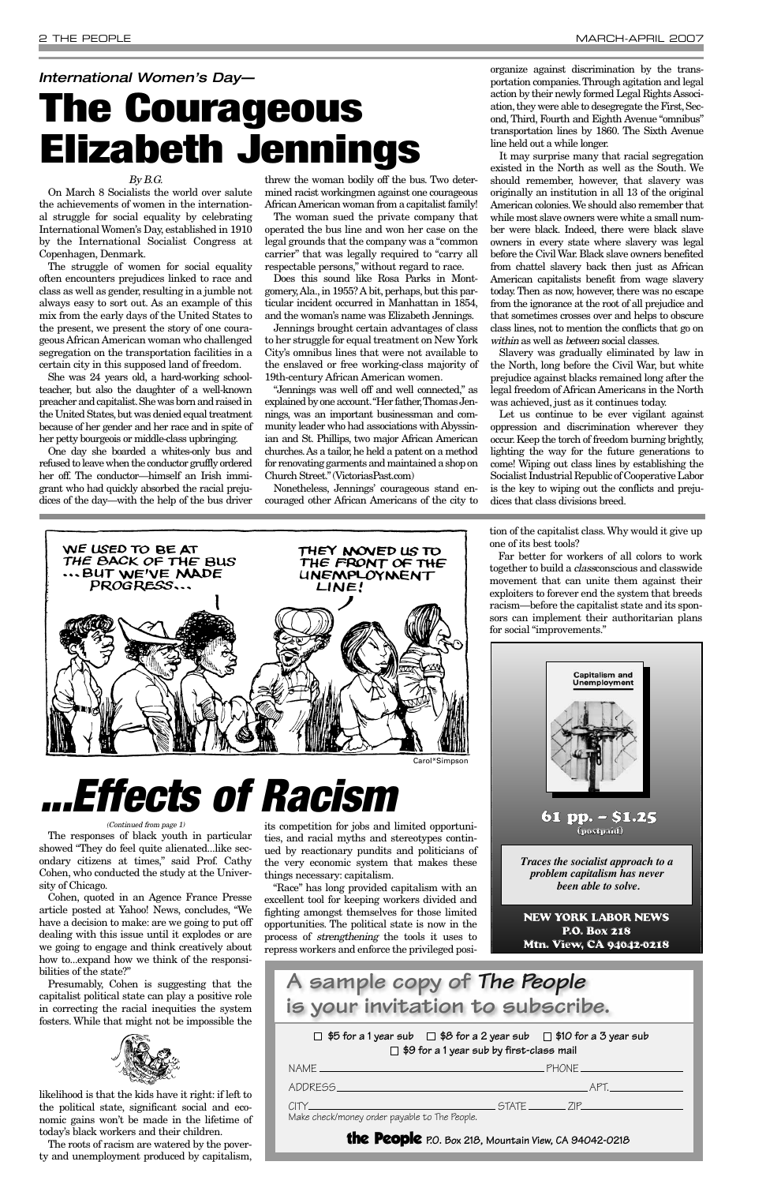*International Women's Day—*

# The Courageous Elizabeth Jennings

*By B.G.*

On March 8 Socialists the world over salute the achievements of women in the international struggle for social equality by celebrating International Women's Day, established in 1910 by the International Socialist Congress at Copenhagen, Denmark.

The struggle of women for social equality often encounters prejudices linked to race and class as well as gender, resulting in a jumble not always easy to sort out. As an example of this mix from the early days of the United States to the present, we present the story of one courageous African American woman who challenged segregation on the transportation facilities in a certain city in this supposed land of freedom.

She was 24 years old, a hard-working schoolteacher, but also the daughter of a well-known preacher and capitalist. She was born and raised in the United States, but was denied equal treatment because of her gender and her race and in spite of her petty bourgeois or middle-class upbringing.

One day she boarded a whites-only bus and refused to leave when the conductor gruffly ordered her off. The conductor—himself an Irish immigrant who had quickly absorbed the racial prejudices of the day—with the help of the bus driver threw the woman bodily off the bus. Two determined racist workingmen against one courageous African American woman from a capitalist family!

The woman sued the private company that operated the bus line and won her case on the legal grounds that the company was a "common carrier" that was legally required to "carry all respectable persons," without regard to race.

Does this sound like Rosa Parks in Montgomery, Ala., in 1955? A bit, perhaps, but this particular incident occurred in Manhattan in 1854, and the woman's name was Elizabeth Jennings.

Jennings brought certain advantages of class to her struggle for equal treatment on New York City's omnibus lines that were not available to the enslaved or free working-class majority of 19th-century African American women.

"Jennings was well off and well connected," as explained by one account. "Her father, Thomas Jennings, was an important businessman and community leader who had associations with Abyssinian and St. Phillips, two major African American churches. As a tailor, he held a patent on a method for renovating garments and maintained a shop on Church Street." (VictoriasPast.com)

Nonetheless, Jennings' courageous stand encouraged other African Americans of the city to organize against discrimination by the transportation companies. Through agitation and legal action by their newly formed Legal Rights Association, they were able to desegregate the First, Second, Third, Fourth and Eighth Avenue "omnibus" transportation lines by 1860. The Sixth Avenue line held out a while longer.

It may surprise many that racial segregation existed in the North as well as the South. We should remember, however, that slavery was originally an institution in all 13 of the original American colonies. We should also remember that while most slave owners were white a small number were black. Indeed, there were black slave owners in every state where slavery was legal before the Civil War. Black slave owners benefited from chattel slavery back then just as African American capitalists benefit from wage slavery today. Then as now, however, there was no escape from the ignorance at the root of all prejudice and that sometimes crosses over and helps to obscure class lines, not to mention the conflicts that go on *within* as well as *between* social classes.

Slavery was gradually eliminated by law in the North, long before the Civil War, but white prejudice against blacks remained long after the legal freedom of African Americans in the North was achieved, just as it continues today.

Let us continue to be ever vigilant against oppression and discrimination wherever they occur. Keep the torch of freedom burning brightly, lighting the way for the future generations to come! Wiping out class lines by establishing the Socialist Industrial Republic of Cooperative Labor is the key to wiping out the conflicts and prejudices that class divisions breed.

WE USED TO BE AT THE BACK OF THE BUS ...BUT WE'VE MADE PROGRESS... THEY MOVED US TO THE FRONT OF THE UNEMPLOYMENT LINE!

Carol*Simpson

# ...Effects of Racism

*(Continued from page 1)*

The responses of black youth in particular showed "They do feel quite alienated...like secondary citizens at times," said Prof. Cathy Cohen, who conducted the study at the University of Chicago.

Cohen, quoted in an Agence France Presse article posted at Yahoo! News, concludes, "We have a decision to make: are we going to put off dealing with this issue until it explodes or are we going to engage and think creatively about how to...expand how we think of the responsibilities of the state?"

Presumably, Cohen is suggesting that the capitalist political state can play a positive role in correcting the racial inequities the system fosters. While that might not be impossible the likelihood is that the kids have it right: if left to the political state, significant social and economic gains won't be made in the lifetime of today's black workers and their children.

The roots of racism are watered by the poverty and unemployment produced by capitalism, its competition for jobs and limited opportunities, and racial myths and stereotypes continued by reactionary pundits and politicians of the very economic system that makes these things necessary: capitalism.

"Race" has long provided capitalism with an excellent tool for keeping workers divided and fighting amongst themselves for those limited opportunities. The political state is now in the process of *strengthening* the tools it uses to repress workers and enforce the privileged position of the capitalist class. Why would it give up one of its best tools?

Far better for workers of all colors to work together to build a *class*conscious and classwide movement that can unite them against their exploiters to forever end the system that breeds racism—before the capitalist state and its sponsors can implement their authoritarian plans for social "improvements."

---

**Capitalism and Unemployment**

**61 pp. – $1.25**
(postpaid)

***Traces the socialist approach to a problem capitalism has never been able to solve.***

**NEW YORK LABOR NEWS**
**P.O. Box 218**
**Mtn. View, CA 94042-0218**

---

## A sample copy of *The People* is your invitation to subscribe.

☐ $5 for a 1 year sub ☐ $8 for a 2 year sub ☐ $10 for a 3 year sub
☐ $9 for a 1 year sub by first-class mail

NAME ______________________ PHONE __________

ADDRESS ______________________ APT. __________

CITY ______________________ STATE ______ ZIP __________

Make check/money order payable to The People.

**the People** P.O. Box 218, Mountain View, CA 94042-0218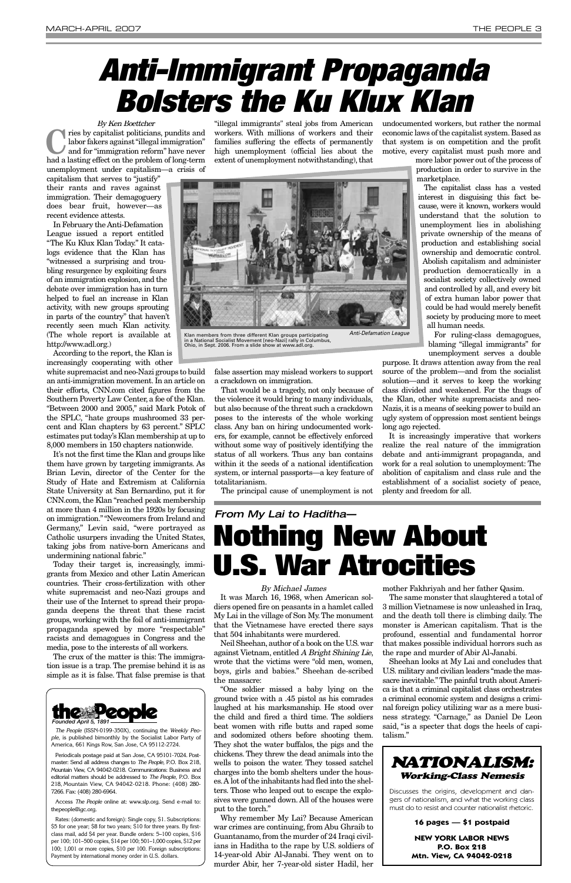# Anti-Immigrant Propaganda Bolsters the Ku Klux Klan

*By Ken Boettcher*

Cries by capitalist politicians, pundits and labor fakers against "illegal immigration" and for "immigration reform" have never had a lasting effect on the problem of long-term unemployment under capitalism—a crisis of capitalism that serves to "justify" their rants and raves against immigration. Their demagoguery does bear fruit, however—as recent evidence attests.

In February the Anti-Defamation League issued a report entitled "The Ku Klux Klan Today." It catalogs evidence that the Klan has "witnessed a surprising and troubling resurgence by exploiting fears of an immigration explosion, and the debate over immigration has in turn helped to fuel an increase in Klan activity, with new groups sprouting in parts of the country" that haven't recently seen much Klan activity. (The whole report is available at http://www.adl.org.)

According to the report, the Klan is increasingly cooperating with other white supremacist and neo-Nazi groups to build an anti-immigration movement. In an article on their efforts, CNN.com cited figures from the Southern Poverty Law Center, a foe of the Klan. "Between 2000 and 2005," said Mark Potok of the SPLC, "hate groups mushroomed 33 percent and Klan chapters by 63 percent." SPLC estimates put today's Klan membership at up to 8,000 members in 150 chapters nationwide.

It's not the first time the Klan and groups like them have grown by targeting immigrants. As Brian Levin, director of the Center for the Study of Hate and Extremism at California State University at San Bernardino, put it for CNN.com, the Klan "reached peak membership at more than 4 million in the 1920s by focusing on immigration." "Newcomers from Ireland and Germany," Levin said, "were portrayed as Catholic usurpers invading the United States, taking jobs from native-born Americans and undermining national fabric."

Today their target is, increasingly, immigrants from Mexico and other Latin American countries. Their cross-fertilization with other white supremacist and neo-Nazi groups and their use of the Internet to spread their propaganda deepens the threat that these racist groups, working with the foil of anti-immigrant propaganda spewed by more "respectable" racists and demagogues in Congress and the media, pose to the interests of all workers.

The crux of the matter is this: The immigration issue is a trap. The premise behind it is as simple as it is false. That false premise is that "illegal immigrants" steal jobs from American workers. With millions of workers and their families suffering the effects of permanently high unemployment (official lies about the extent of unemployment notwithstanding), that false assertion may mislead workers to support a crackdown on immigration.

Klan members from three different Klan groups participating in a National Socialist Movement [neo-Nazi] rally in Columbus, Ohio, in Sept. 2006. From a slide show at www.adl.org. *Anti-Defamation League*

That would be a tragedy, not only because of the violence it would bring to many individuals, but also because of the threat such a crackdown poses to the interests of the whole working class. Any ban on hiring undocumented workers, for example, cannot be effectively enforced without some way of positively identifying the status of all workers. Thus any ban contains within it the seeds of a national identification system, or internal passports—a key feature of totalitarianism.

The principal cause of unemployment is not undocumented workers, but rather the normal economic laws of the capitalist system. Based as that system is on competition and the profit motive, every capitalist must push more and more labor power out of the process of production in order to survive in the marketplace.

The capitalist class has a vested interest in disguising this fact because, were it known, workers would understand that the solution to unemployment lies in abolishing private ownership of the means of production and establishing social ownership and democratic control. Abolish capitalism and administer production democratically in a socialist society collectively owned and controlled by all, and every bit of extra human labor power that could be had would merely benefit society by producing more to meet all human needs.

For ruling-class demagogues, blaming "illegal immigrants" for unemployment serves a double purpose. It draws attention away from the real source of the problem—and from the socialist solution—and it serves to keep the working class divided and weakened. For the thugs of the Klan, other white supremacists and neo-Nazis, it is a means of seeking power to build an ugly system of oppression most sentient beings long ago rejected.

It is increasingly imperative that workers realize the real nature of the immigration debate and anti-immigrant propaganda, and work for a real solution to unemployment: The abolition of capitalism and class rule and the establishment of a socialist society of peace, plenty and freedom for all.

---

### *From My Lai to Haditha—*

# Nothing New About U.S. War Atrocities

*By Michael James*

It was March 16, 1968, when American soldiers opened fire on peasants in a hamlet called My Lai in the village of Son My. The monument that the Vietnamese have erected there says that 504 inhabitants were murdered.

Neil Sheehan, author of a book on the U.S. war against Vietnam, entitled *A Bright Shining Lie*, wrote that the victims were "old men, women, boys, girls and babies." Sheehan de-scribed the massacre:

"One soldier missed a baby lying on the ground twice with a .45 pistol as his comrades laughed at his marksmanship. He stood over the child and fired a third time. The soldiers beat women with rifle butts and raped some and sodomized others before shooting them. They shot the water buffalos, the pigs and the chickens. They threw the dead animals into the wells to poison the water. They tossed satchel charges into the bomb shelters under the houses. A lot of the inhabitants had fled into the shelters. Those who leaped out to escape the explosives were gunned down. All of the houses were put to the torch."

Why remember My Lai? Because American war crimes are continuing, from Abu Ghraib to Guantanamo, from the murder of 24 Iraqi civilians in Haditha to the rape by U.S. soldiers of 14-year-old Abir Al-Janabi. They went on to murder Abir, her 7-year-old sister Hadil, her mother Fakhriyah and her father Qasim.

The same monster that slaughtered a total of 3 million Vietnamese is now unleashed in Iraq, and the death toll there is climbing daily. The monster is American capitalism. That is the profound, essential and fundamental horror that makes possible individual horrors such as the rape and murder of Abir Al-Janabi.

Sheehan looks at My Lai and concludes that U.S. military and civilian leaders "made the massacre inevitable." The painful truth about America is that a criminal capitalist class orchestrates a criminal economic system and designs a criminal foreign policy utilizing war as a mere business strategy. "Carnage," as Daniel De Leon said, "is a specter that dogs the heels of capitalism."

---

**the People**
*Founded April 5, 1891*

*The People* (ISSN-0199-350X), continuing the *Weekly People*, is published bimonthly by the Socialist Labor Party of America, 661 Kings Row, San Jose, CA 95112-2724.

Periodicals postage paid at San Jose, CA 95101-7024. Postmaster: Send all address changes to *The People*, P.O. Box 218, Mountain View, CA 94042-0218. Communications: Business and editorial matters should be addressed to *The People*, P.O. Box 218, Mountain View, CA 94042-0218. Phone: (408) 280-7266. Fax: (408) 280-6964.

Access *The People* online at: www.slp.org. Send e-mail to: thepeople@igc.org.

Rates: (domestic and foreign): Single copy, $1. Subscriptions: $5 for one year; $8 for two years; $10 for three years. By first-class mail, add $4 per year. Bundle orders: 5–100 copies, $16 per 100; 101–500 copies, $14 per 100; 501–1,000 copies, $12 per 100; 1,001 or more copies, $10 per 100. Foreign subscriptions: Payment by international money order in U.S. dollars.

---

## NATIONALISM: *Working-Class Nemesis*

Discusses the origins, development and dangers of nationalism, and what the working class must do to resist and counter nationalist rhetoric.

**16 pages — $1 postpaid**

**NEW YORK LABOR NEWS**
**P.O. Box 218**
**Mtn. View, CA 94042-0218**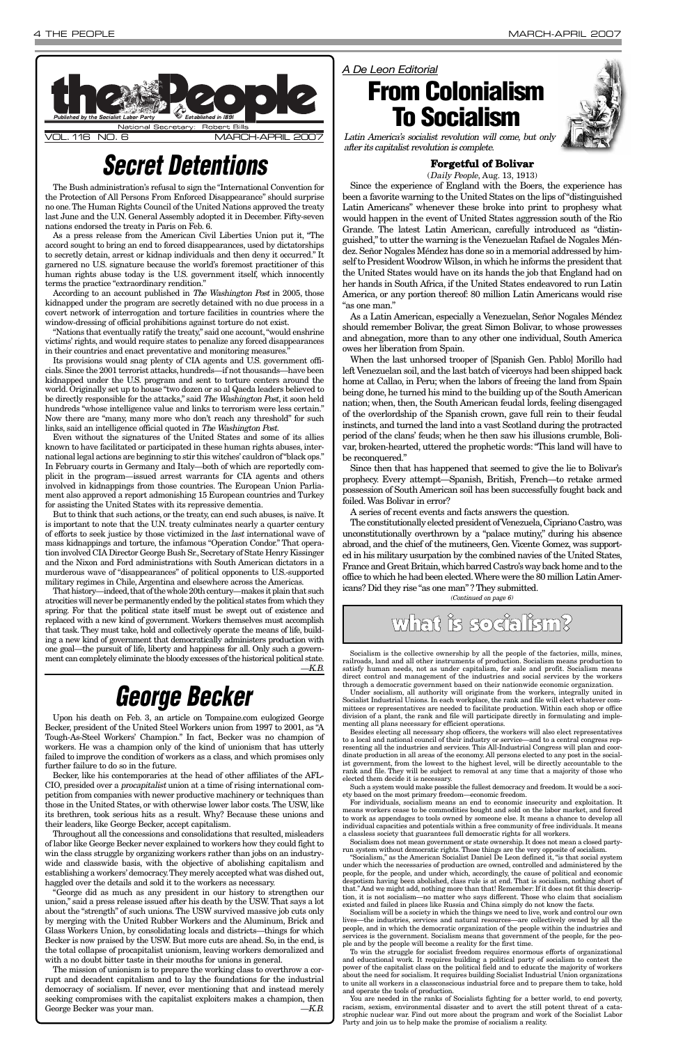# the People

*Published by the Socialist Labor Party* — *Established in 1891*

National Secretary: Robert Bills

VOL. 116 NO. 6 — MARCH-APRIL 2007

# Secret Detentions

The Bush administration's refusal to sign the "International Convention for the Protection of All Persons From Enforced Disappearance" should surprise no one. The Human Rights Council of the United Nations approved the treaty last June and the U.N. General Assembly adopted it in December. Fifty-seven nations endorsed the treaty in Paris on Feb. 6.

As a press release from the American Civil Liberties Union put it, "The accord sought to bring an end to forced disappearances, used by dictatorships to secretly detain, arrest or kidnap individuals and then deny it occurred." It garnered no U.S. signature because the world's foremost practitioner of this human rights abuse today is the U.S. government itself, which innocently terms the practice "extraordinary rendition."

According to an account published in *The Washington Post* in 2005, those kidnapped under the program are secretly detained with no due process in a covert network of interrogation and torture facilities in countries where the window-dressing of official prohibitions against torture do not exist.

"Nations that eventually ratify the treaty," said one account, "would enshrine victims' rights, and would require states to penalize any forced disappearances in their countries and enact preventative and monitoring measures."

Its provisions would snag plenty of CIA agents and U.S. government officials. Since the 2001 terrorist attacks, hundreds—if not thousands—have been kidnapped under the U.S. program and sent to torture centers around the world. Originally set up to house "two dozen or so al Qaeda leaders believed to be directly responsible for the attacks," said *The Washington Post*, it soon held hundreds "whose intelligence value and links to terrorism were less certain." Now there are "many, many more who don't reach any threshold" for such links, said an intelligence official quoted in *The Washington Post*.

Even without the signatures of the United States and some of its allies known to have facilitated or participated in these human rights abuses, international legal actions are beginning to stir this witches' cauldron of "black ops." In February courts in Germany and Italy—both of which are reportedly complicit in the program—issued arrest warrants for CIA agents and others involved in kidnappings from those countries. The European Union Parliament also approved a report admonishing 15 European countries and Turkey for assisting the United States with its repressive dementia.

But to think that such actions, or the treaty, can end such abuses, is naïve. It is important to note that the U.N. treaty culminates nearly a quarter century of efforts to seek justice by those victimized in the *last* international wave of mass kidnappings and torture, the infamous "Operation Condor." That operation involved CIA Director George Bush Sr., Secretary of State Henry Kissinger and the Nixon and Ford administrations with South American dictators in a murderous wave of "disappearances" of political opponents to U.S.-supported military regimes in Chile, Argentina and elsewhere across the Americas.

That history—indeed, that of the whole 20th century—makes it plain that such atrocities will never be permanently ended by the political states from which they spring. For that the political state itself must be swept out of existence and replaced with a new kind of government. Workers themselves must accomplish that task. They must take, hold and collectively operate the means of life, building a new kind of government that democratically administers production with one goal—the pursuit of life, liberty and happiness for all. Only such a government can completely eliminate the bloody excesses of the historical political state.

—*K.B.*

# George Becker

Upon his death on Feb. 3, an article on Tompaine.com eulogized George Becker, president of the United Steel Workers union from 1997 to 2001, as "A Tough-As-Steel Workers' Champion." In fact, Becker was no champion of workers. He was a champion only of the kind of unionism that has utterly failed to improve the condition of workers as a class, and which promises only further failure to do so in the future.

Becker, like his contemporaries at the head of other affiliates of the AFL-CIO, presided over a *procapitalist* union at a time of rising international competition from companies with newer productive machinery or techniques than those in the United States, or with otherwise lower labor costs. The USW, like its brethren, took serious hits as a result. Why? Because these unions and their leaders, like George Becker, accept capitalism.

Throughout all the concessions and consolidations that resulted, misleaders of labor like George Becker never explained to workers how they could fight to win the class struggle by organizing workers rather than jobs on an industry-wide and classwide basis, with the objective of abolishing capitalism and establishing a workers' democracy. They merely accepted what was dished out, haggled over the details and sold it to the workers as necessary.

"George did as much as any president in our history to strengthen our union," said a press release issued after his death by the USW. That says a lot about the "strength" of such unions. The USW survived massive job cuts only by merging with the United Rubber Workers and the Aluminum, Brick and Glass Workers Union, by consolidating locals and districts—things for which Becker is now praised by the USW. But more cuts are ahead. So, in the end, is the total collapse of procapitalist unionism, leaving workers demoralized and with a no doubt bitter taste in their mouths for unions in general.

The mission of unionism is to prepare the working class to overthrow a corrupt and decadent capitalism and to lay the foundations for the industrial democracy of socialism. If never, ever mentioning that and instead merely seeking compromises with the capitalist exploiters makes a champion, then George Becker was your man.

—*K.B.*

*A De Leon Editorial*

# From Colonialism To Socialism

*Latin America's socialist revolution will come, but only after its capitalist revolution is complete.*

### Forgetful of Bolivar

(*Daily People*, Aug. 13, 1913)

Since the experience of England with the Boers, the experience has been a favorite warning to the United States on the lips of "distinguished Latin Americans" whenever these broke into print to prophesy what would happen in the event of United States aggression south of the Rio Grande. The latest Latin American, carefully introduced as "distinguished," to utter the warning is the Venezuelan Rafael de Nogales Méndez. Señor Nogales Méndez has done so in a memorial addressed by himself to President Woodrow Wilson, in which he informs the president that the United States would have on its hands the job that England had on her hands in South Africa, if the United States endeavored to run Latin America, or any portion thereof: 80 million Latin Americans would rise "as one man."

As a Latin American, especially a Venezuelan, Señor Nogales Méndez should remember Bolivar, the great Simon Bolivar, to whose prowesses and abnegation, more than to any other one individual, South America owes her liberation from Spain.

When the last unhorsed trooper of [Spanish Gen. Pablo] Morillo had left Venezuelan soil, and the last batch of viceroys had been shipped back home at Callao, in Peru; when the labors of freeing the land from Spain being done, he turned his mind to the building up of the South American nation; when, then, the South American feudal lords, feeling disengaged of the overlordship of the Spanish crown, gave full rein to their feudal instincts, and turned the land into a vast Scotland during the protracted period of the clans' feuds; when he then saw his illusions crumble, Bolivar, broken-hearted, uttered the prophetic words: "This land will have to be reconquered."

Since then that has happened that seemed to give the lie to Bolivar's prophecy. Every attempt—Spanish, British, French—to retake armed possession of South American soil has been successfully fought back and foiled. Was Bolivar in error?

A series of recent events and facts answers the question.

The constitutionally elected president of Venezuela, Cipriano Castro, was unconstitutionally overthrown by a "palace mutiny," during his absence abroad, and the chief of the mutineers, Gen. Vicente Gomez, was supported in his military usurpation by the combined navies of the United States, France and Great Britain, which barred Castro's way back home and to the office to which he had been elected. Where were the 80 million Latin Americans? Did they rise "as one man"? They submitted.

*(Continued on page 6)*

# what is socialism?

Socialism is the collective ownership by all the people of the factories, mills, mines, railroads, land and all other instruments of production. Socialism means production to satisfy human needs, not as under capitalism, for sale and profit. Socialism means direct control and management of the industries and social services by the workers through a democratic government based on their nationwide economic organization.

Under socialism, all authority will originate from the workers, integrally united in Socialist Industrial Unions. In each workplace, the rank and file will elect whatever committees or representatives are needed to facilitate production. Within each shop or office division of a plant, the rank and file will participate directly in formulating and implementing all plans necessary for efficient operations.

Besides electing all necessary shop officers, the workers will also elect representatives to a local and national council of their industry or service—and to a central congress representing all the industries and services. This All-Industrial Congress will plan and coordinate production in all areas of the economy. All persons elected to any post in the socialist government, from the lowest to the highest level, will be directly accountable to the rank and file. They will be subject to removal at any time that a majority of those who elected them decide it is necessary.

Such a system would make possible the fullest democracy and freedom. It would be a society based on the most primary freedom—economic freedom.

For individuals, socialism means an end to economic insecurity and exploitation. It means workers cease to be commodities bought and sold on the labor market, and forced to work as appendages to tools owned by someone else. It means a chance to develop all individual capacities and potentials within a free community of free individuals. It means a classless society that guarantees full democratic rights for all workers.

Socialism does not mean government or state ownership. It does not mean a closed party-run system without democratic rights. Those things are the very opposite of socialism.

"Socialism," as the American Socialist Daniel De Leon defined it, "is that social system under which the necessaries of production are owned, controlled and administered by the people, for the people, and under which, accordingly, the cause of political and economic despotism having been abolished, class rule is at end. That is socialism, nothing short of that." And we might add, nothing more than that! Remember: If it does not fit this description, it is not socialism—no matter who says different. Those who claim that socialism existed and failed in places like Russia and China simply do not know the facts.

Socialism will be a society in which the things we need to live, work and control our own lives—the industries, services and natural resources—are collectively owned by all the people, and in which the democratic organization of the people within the industries and services is the government. Socialism means that government of the people, for the people and by the people will become a reality for the first time.

To win the struggle for socialist freedom requires enormous efforts of organizational and educational work. It requires building a political party of socialism to contest the power of the capitalist class on the political field and to educate the majority of workers about the need for socialism. It requires building Socialist Industrial Union organizations to unite all workers in a classconscious industrial force and to prepare them to take, hold and operate the tools of production.

You are needed in the ranks of Socialists fighting for a better world, to end poverty, racism, sexism, environmental disaster and to avert the still potent threat of a catastrophic nuclear war. Find out more about the program and work of the Socialist Labor Party and join us to help make the promise of socialism a reality.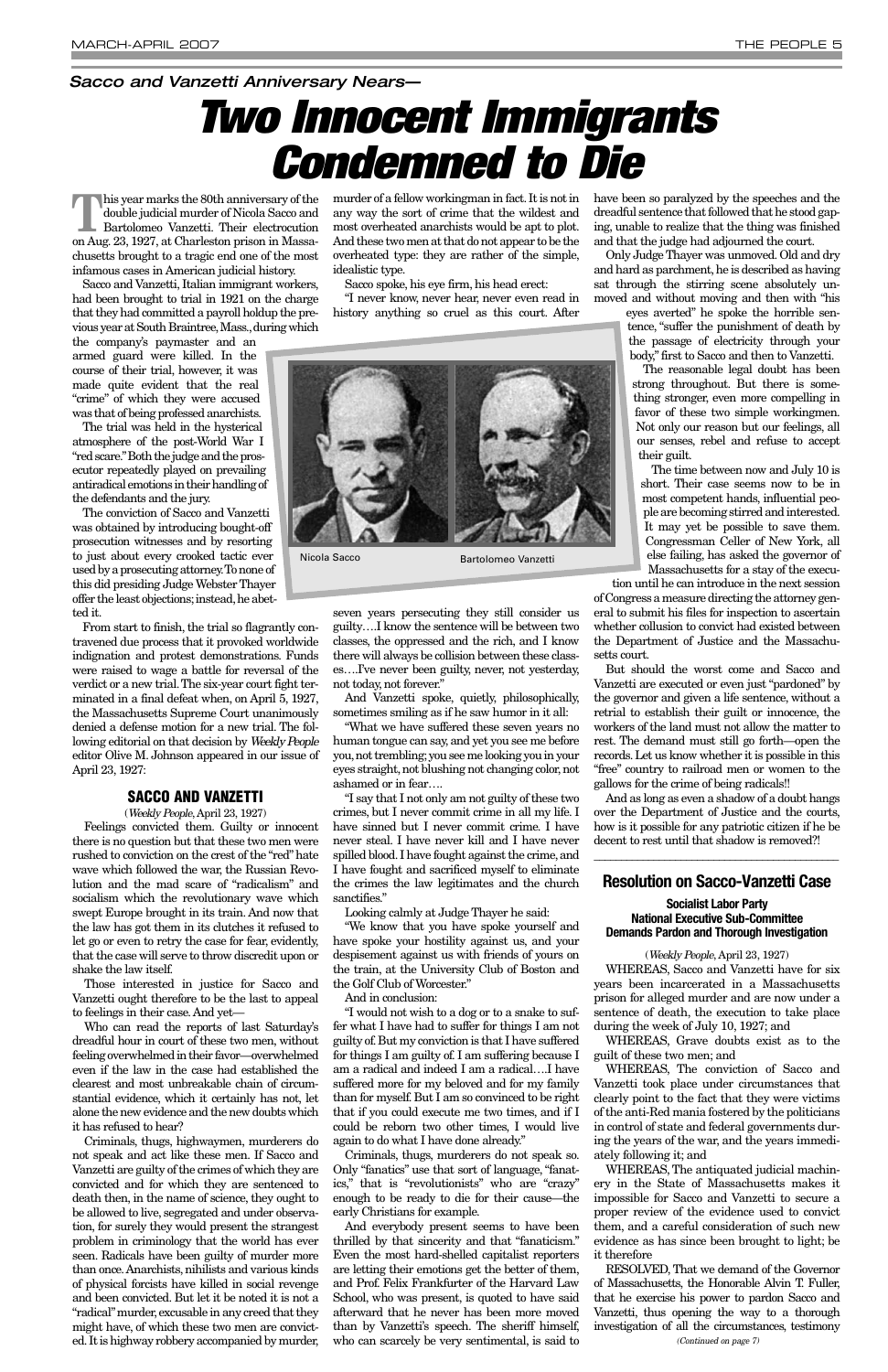*Sacco and Vanzetti Anniversary Nears—*

# Two Innocent Immigrants Condemned to Die

This year marks the 80th anniversary of the double judicial murder of Nicola Sacco and Bartolomeo Vanzetti. Their electrocution on Aug. 23, 1927, at Charleston prison in Massachusetts brought to a tragic end one of the most infamous cases in American judicial history.

Sacco and Vanzetti, Italian immigrant workers, had been brought to trial in 1921 on the charge that they had committed a payroll holdup the previous year at South Braintree, Mass., during which the company's paymaster and an armed guard were killed. In the course of their trial, however, it was made quite evident that the real "crime" of which they were accused was that of being professed anarchists.

The trial was held in the hysterical atmosphere of the post-World War I "red scare." Both the judge and the prosecutor repeatedly played on prevailing antiradical emotions in their handling of the defendants and the jury.

The conviction of Sacco and Vanzetti was obtained by introducing bought-off prosecution witnesses and by resorting to just about every crooked tactic ever used by a prosecuting attorney. To none of this did presiding Judge Webster Thayer offer the least objections; instead, he abetted it.

From start to finish, the trial so flagrantly contravened due process that it provoked worldwide indignation and protest demonstrations. Funds were raised to wage a battle for reversal of the verdict or a new trial. The six-year court fight terminated in a final defeat when, on April 5, 1927, the Massachusetts Supreme Court unanimously denied a defense motion for a new trial. The following editorial on that decision by *Weekly People* editor Olive M. Johnson appeared in our issue of April 23, 1927:

## SACCO AND VANZETTI

(*Weekly People*, April 23, 1927)

Feelings convicted them. Guilty or innocent there is no question but that these two men were rushed to conviction on the crest of the "red" hate wave which followed the war, the Russian Revolution and the mad scare of "radicalism" and socialism which the revolutionary wave which swept Europe brought in its train. And now that the law has got them in its clutches it refused to let go or even to retry the case for fear, evidently, that the case will serve to throw discredit upon or shake the law itself.

Those interested in justice for Sacco and Vanzetti ought therefore to be the last to appeal to feelings in their case. And yet—

Who can read the reports of last Saturday's dreadful hour in court of these two men, without feeling overwhelmed in their favor—overwhelmed even if the law in the case had established the clearest and most unbreakable chain of circumstantial evidence, which it certainly has not, let alone the new evidence and the new doubts which it has refused to hear?

Criminals, thugs, highwaymen, murderers do not speak and act like these men. If Sacco and Vanzetti are guilty of the crimes of which they are convicted and for which they are sentenced to death then, in the name of science, they ought to be allowed to live, segregated and under observation, for surely they would present the strangest problem in criminology that the world has ever seen. Radicals have been guilty of murder more than once. Anarchists, nihilists and various kinds of physical forcists have killed in social revenge and been convicted. But let it be noted it is not a "radical" murder, excusable in any creed that they might have, of which these two men are convicted. It is highway robbery accompanied by murder, murder of a fellow workingman in fact. It is not in any wise the sort of crime that the wildest and most overheated anarchists would be apt to plot. And these two men at that do not appear to be the overheated type: they are rather of the simple, idealistic type.

Sacco spoke, his eye firm, his head erect:

"I never know, never hear, never even read in history anything so cruel as this court. After seven years persecuting they still consider us guilty….I know the sentence will be between two classes, the oppressed and the rich, and I know there will always be collision between these classes….I've never been guilty, never, not yesterday, not today, not forever."

And Vanzetti spoke, quietly, philosophically, sometimes smiling as if he saw humor in it all:

"What we have suffered these seven years no human tongue can say, and yet you see me before you, not trembling; you see me looking you in your eyes straight, not blushing not changing color, not ashamed or in fear….

"I say that I not only am not guilty of these two crimes, but I never commit crime in all my life. I have sinned but I never commit crime. I have never steal. I have never kill and I have never spilled blood. I have fought against the crime, and I have fought and sacrificed myself to eliminate the crimes the law legitimates and the church sanctifies."

Looking calmly at Judge Thayer he said:

"We know that you have spoke yourself and have spoke your hostility against us, and your despisement against us with friends of yours on the train, at the University Club of Boston and the Golf Club of Worcester."

And in conclusion:

"I would not wish to a dog or to a snake to suffer what I have had to suffer for things I am not guilty of. But my conviction is that I have suffered for things I am guilty of. I am suffering because I am a radical and indeed I am a radical….I have suffered more for my beloved and for my family than for myself. But I am so convinced to be right that if you could execute me two times, and if I could be reborn two other times, I would live again to do what I have done already."

Criminals, thugs, murderers do not speak so. Only "fanatics" use that sort of language, "fanatics," that is "revolutionists" who are "crazy" enough to be ready to die for their cause—the early Christians for example.

And everybody present seems to have been thrilled by that sincerity and that "fanaticism." Even the most hard-shelled capitalist reporters are letting their emotions get the better of them, and Prof. Felix Frankfurter of the Harvard Law School, who was present, is quoted to have said afterward that he never has been more moved than by Vanzetti's speech. The sheriff himself, who can scarcely be very sentimental, is said to have been so paralyzed by the speeches and the dreadful sentence that followed that he stood gaping, unable to realize that the thing was finished and that the judge had adjourned the court.

Only Judge Thayer was unmoved. Old and dry and hard as parchment, he is described as having sat through the stirring scene absolutely unmoved and without moving and then with "his eyes averted" he spoke the horrible sentence, "suffer the punishment of death by the passage of electricity through your body," first to Sacco and then to Vanzetti.

Nicola Sacco — Bartolomeo Vanzetti

The reasonable legal doubt has been strong throughout. But there is something stronger, even more compelling in favor of these two simple workingmen. Not only our reason but our feelings, all our senses, rebel and refuse to accept their guilt.

The time between now and July 10 is short. Their case seems now to be in most competent hands, influential people are becoming stirred and interested. It may yet be possible to save them. Congressman Celler of New York, all else failing, has asked the governor of Massachusetts for a stay of the execution until he can introduce in the next session of Congress a measure directing the attorney general to submit his files for inspection to ascertain whether collusion to convict had existed between the Department of Justice and the Massachusetts court.

But should the worst come and Sacco and Vanzetti are executed or even just "pardoned" by the governor and given a life sentence, without a retrial to establish their guilt or innocence, the workers of the land must not allow the matter to rest. The demand must still go forth—open the records. Let us know whether it is possible in this "free" country to railroad men or women to the gallows for the crime of being radicals!!

And as long as even a shadow of a doubt hangs over the Department of Justice and the courts, how is it possible for any patriotic citizen if he be decent to rest until that shadow is removed?!

## Resolution on Sacco-Vanzetti Case

**Socialist Labor Party**
**National Executive Sub-Committee**
**Demands Pardon and Thorough Investigation**

(*Weekly People*, April 23, 1927)

WHEREAS, Sacco and Vanzetti have for six years been incarcerated in a Massachusetts prison for alleged murder and are now under a sentence of death, the execution to take place during the week of July 10, 1927; and

WHEREAS, Grave doubts exist as to the guilt of these two men; and

WHEREAS, The conviction of Sacco and Vanzetti took place under circumstances that clearly point to the fact that they were victims of the anti-Red mania fostered by the politicians in control of state and federal governments during the years of the war, and the years immediately following it; and

WHEREAS, The antiquated judicial machinery in the State of Massachusetts makes it impossible for Sacco and Vanzetti to secure a proper review of the evidence used to convict them, and a careful consideration of such new evidence as has since been brought to light; be it therefore

RESOLVED, That we demand of the Governor of Massachusetts, the Honorable Alvin T. Fuller, that he exercise his power to pardon Sacco and Vanzetti, thus opening the way to a thorough investigation of all the circumstances, testimony

*(Continued on page 7)*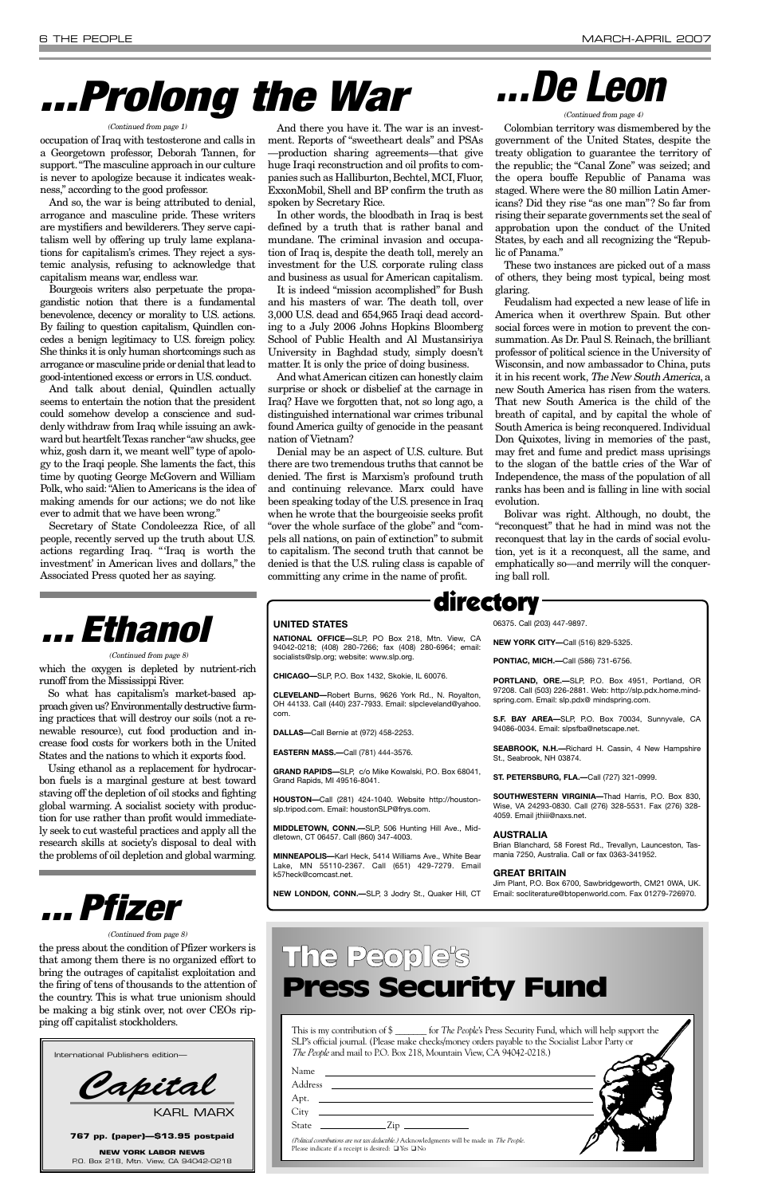# ...Prolong the War

*(Continued from page 1)*

occupation of Iraq with testosterone and calls in a Georgetown professor, Deborah Tannen, for support. "The masculine approach in our culture is never to apologize because it indicates weakness," according to the good professor.

And so, the war is being attributed to denial, arrogance and masculine pride. These writers are mystifiers and bewilderers. They serve capitalism well by offering up truly lame explanations for capitalism's crimes. They reject a systemic analysis, refusing to acknowledge that capitalism means war, endless war.

Bourgeois writers also perpetuate the propagandistic notion that there is a fundamental benevolence, decency or morality to U.S. actions. By failing to question capitalism, Quindlen concedes a benign legitimacy to U.S. foreign policy. She thinks it is only human shortcomings such as arrogance or masculine pride or denial that lead to good-intentioned excess or errors in U.S. conduct.

And talk about denial, Quindlen actually seems to entertain the notion that the president could somehow develop a conscience and suddenly withdraw from Iraq while issuing an awkward but heartfelt Texas rancher "aw shucks, gee whiz, gosh darn it, we meant well" type of apology to the Iraqi people. She laments the fact, this time by quoting George McGovern and William Polk, who said: "Alien to Americans is the idea of making amends for our actions; we do not like ever to admit that we have been wrong."

Secretary of State Condoleezza Rice, of all people, recently served up the truth about U.S. actions regarding Iraq. "'Iraq is worth the investment' in American lives and dollars," the Associated Press quoted her as saying.

And there you have it. The war is an investment. Reports of "sweetheart deals" and PSAs —production sharing agreements—that give huge Iraqi reconstruction and oil profits to companies such as Halliburton, Bechtel, MCI, Fluor, ExxonMobil, Shell and BP confirm the truth as spoken by Secretary Rice.

In other words, the bloodbath in Iraq is best defined by a truth that is rather banal and mundane. The criminal invasion and occupation of Iraq is, despite the death toll, merely an investment for the U.S. corporate ruling class and business as usual for American capitalism.

It is indeed "mission accomplished" for Bush and his masters of war. The death toll, over 3,000 U.S. dead and 654,965 Iraqi dead according to a July 2006 Johns Hopkins Bloomberg School of Public Health and Al Mustansiriya University in Baghdad study, simply doesn't matter. It is only the price of doing business.

And what American citizen can honestly claim surprise or shock or disbelief at the carnage in Iraq? Have we forgotten that, not so long ago, a distinguished international war crimes tribunal found America guilty of genocide in the peasant nation of Vietnam?

Denial may be an aspect of U.S. culture. But there are two tremendous truths that cannot be denied. The first is Marxism's profound truth and continuing relevance. Marx could have been speaking today of the U.S. presence in Iraq when he wrote that the bourgeoisie seeks profit "over the whole surface of the globe" and "compels all nations, on pain of extinction" to submit to capitalism. The second truth that cannot be denied is that the U.S. ruling class is capable of committing any crime in the name of profit.

# ...De Leon

*(Continued from page 4)*

Colombian territory was dismembered by the government of the United States, despite the treaty obligation to guarantee the territory of the republic; the "Canal Zone" was seized; and the opera bouffe Republic of Panama was staged. Where were the 80 million Latin Americans? Did they rise "as one man"? So far from rising their separate governments set the seal of approbation upon the conduct of the United States, by each and all recognizing the "Republic of Panama."

These two instances are picked out of a mass of others, they being most typical, being most glaring.

Feudalism had expected a new lease of life in America when it overthrew Spain. But other social forces were in motion to prevent the consummation. As Dr. Paul S. Reinach, the brilliant professor of political science in the University of Wisconsin, and now ambassador to China, puts it in his recent work, *The New South America*, a new South America has risen from the waters. That new South America is the child of the breath of capital, and by capital the whole of South America is being reconquered. Individual Don Quixotes, living in memories of the past, may fret and fume and predict mass uprisings to the slogan of the battle cries of the War of Independence, the mass of the population of all ranks has been and is falling in line with social evolution.

Bolivar was right. Although, no doubt, the "reconquest" that he had in mind was not the reconquest that lay in the cards of social evolution, yet is it a reconquest, all the same, and emphatically so—and merrily will the conquering ball roll.

# ... Ethanol

*(Continued from page 8)*

which the oxygen is depleted by nutrient-rich runoff from the Mississippi River.

So what has capitalism's market-based approach given us? Environmentally destructive farming practices that will destroy our soils (not a renewable resource), cut food production and increase food costs for workers both in the United States and the nations to which it exports food.

Using ethanol as a replacement for hydrocarbon fuels is a marginal gesture at best toward staving off the depletion of oil stocks and fighting global warming. A socialist society with production for use rather than profit would immediately seek to cut wasteful practices and apply all the research skills at society's disposal to deal with the problems of oil depletion and global warming.

# ... Pfizer

*(Continued from page 8)*

the press about the condition of Pfizer workers is that among them there is no organized effort to bring the outrages of capitalist exploitation and the firing of tens of thousands to the attention of the country. This is what true unionism should be making a big stink over, not over CEOs ripping off capitalist stockholders.

## directory

### UNITED STATES

**NATIONAL OFFICE—**SLP, PO Box 218, Mtn. View, CA 94042-0218; (408) 280-7266; fax (408) 280-6964; email: socialists@slp.org; website: www.slp.org.

**CHICAGO—**SLP, P.O. Box 1432, Skokie, IL 60076.

**CLEVELAND—**Robert Burns, 9626 York Rd., N. Royalton, OH 44133. Call (440) 237-7933. Email: slpcleveland@yahoo.com.

**DALLAS—**Call Bernie at (972) 458-2253.

**EASTERN MASS.—**Call (781) 444-3576.

**GRAND RAPIDS—**SLP, c/o Mike Kowalski, P.O. Box 68041, Grand Rapids, MI 49516-8041.

**HOUSTON—**Call (281) 424-1040. Website http://houstonslp.tripod.com. Email: houstonSLP@frys.com.

**MIDDLETOWN, CONN.—**SLP, 506 Hunting Hill Ave., Middletown, CT 06457. Call (860) 347-4003.

**MINNEAPOLIS—**Karl Heck, 5414 Williams Ave., White Bear Lake, MN 55110-2367. Call (651) 429-7279. Email k57heck@comcast.net.

**NEW LONDON, CONN.—**SLP, 3 Jodry St., Quaker Hill, CT 06375. Call (203) 447-9897.

**NEW YORK CITY—**Call (516) 829-5325.

**PONTIAC, MICH.—**Call (586) 731-6756.

**PORTLAND, ORE.—**SLP, P.O. Box 4951, Portland, OR 97208. Call (503) 226-2881. Web: http://slp.pdx.home.mindspring.com. Email: slp.pdx@ mindspring.com.

**S.F. BAY AREA—**SLP, P.O. Box 70034, Sunnyvale, CA 94086-0034. Email: slpsfba@netscape.net.

**SEABROOK, N.H.—**Richard H. Cassin, 4 New Hampshire St., Seabrook, NH 03874.

**ST. PETERSBURG, FLA.—**Call (727) 321-0999.

**SOUTHWESTERN VIRGINIA—**Thad Harris, P.O. Box 830, Wise, VA 24293-0830. Call (276) 328-5531. Fax (276) 328-4059. Email jthiii@naxs.net.

### AUSTRALIA

Brian Blanchard, 58 Forest Rd., Trevallyn, Launceston, Tasmania 7250, Australia. Call or fax 0363-341952.

### GREAT BRITAIN

Jim Plant, P.O. Box 6700, Sawbridgeworth, CM21 0WA, UK. Email: socliterature@btopenworld.com. Fax 01279-726970.

International Publishers edition—

**Capital**

KARL MARX

**767 pp. (paper)—$13.95 postpaid**

**NEW YORK LABOR NEWS**
P.O. Box 218, Mtn. View, CA 94042-0218

## The People's Press Security Fund

This is my contribution of $ _______ for *The People's* Press Security Fund, which will help support the SLP's official journal. (Please make checks/money orders payable to the Socialist Labor Party or *The People* and mail to P.O. Box 218, Mountain View, CA 94042-0218.)

Name ____________________
Address ____________________
Apt. ____________________
City ____________________
State __________ Zip __________

*(Political contributions are not tax deductible.)* Acknowledgments will be made in *The People*. Please indicate if a receipt is desired: ❑ Yes ❑ No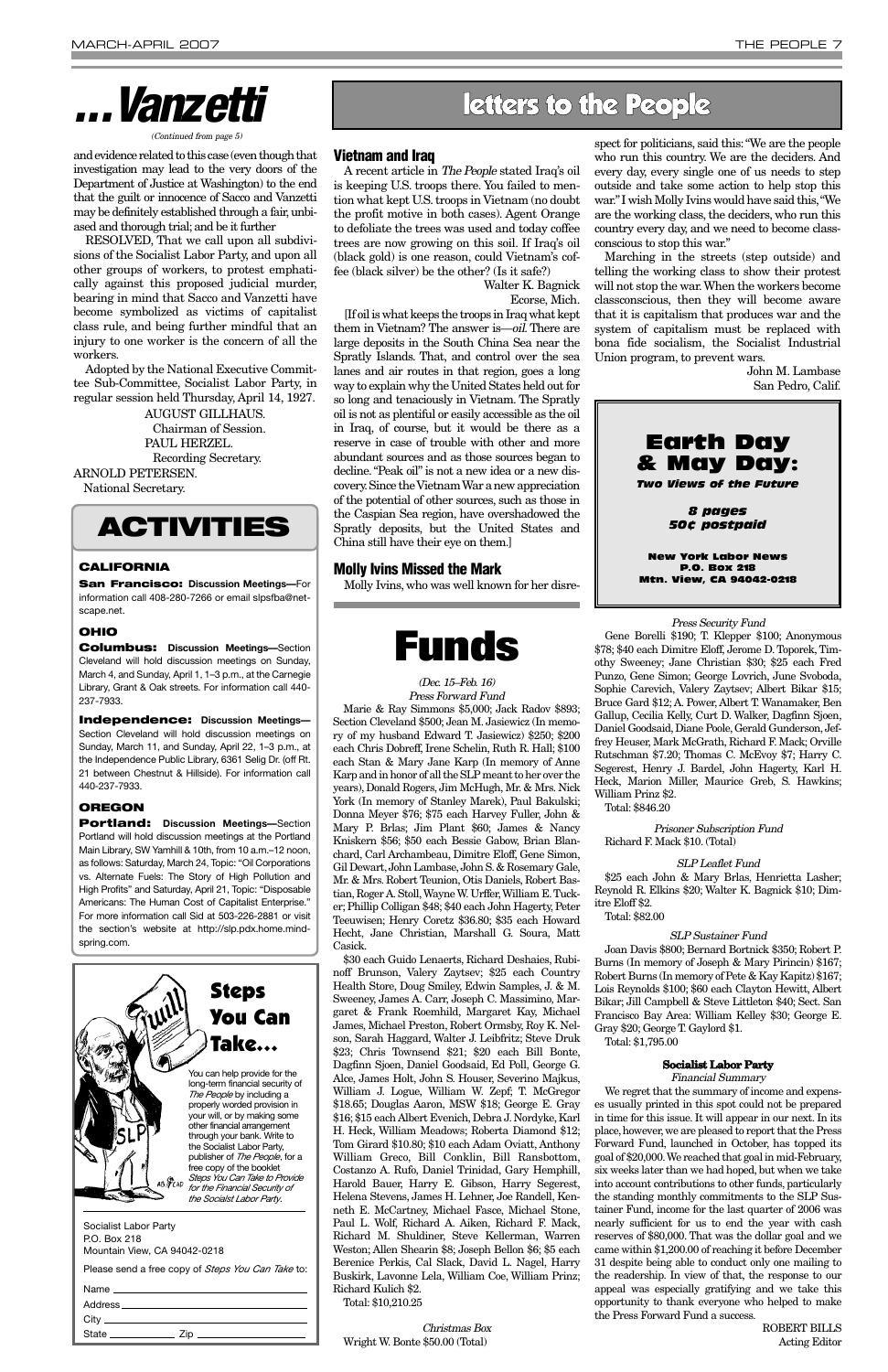# ...Vanzetti

*(Continued from page 5)*

and evidence related to this case (even though that investigation may lead to the very doors of the Department of Justice at Washington) to the end that the guilt or innocence of Sacco and Vanzetti may be definitely established through a fair, unbiased and thorough trial; and be it further

RESOLVED, That we call upon all subdivisions of the Socialist Labor Party, and upon all other groups of workers, to protest emphatically against this proposed judicial murder, bearing in mind that Sacco and Vanzetti have become symbolized as victims of capitalist class rule, and being further mindful that an injury to one worker is the concern of all the workers.

Adopted by the National Executive Committee Sub-Committee, Socialist Labor Party, in regular session held Thursday, April 14, 1927.

AUGUST GILLHAUS.
Chairman of Session.
PAUL HERZEL.
Recording Secretary.
ARNOLD PETERSEN.
National Secretary.

# ACTIVITIES

### CALIFORNIA

**San Francisco: Discussion Meetings**—For information call 408-280-7266 or email slpsfba@netscape.net.

### OHIO

**Columbus: Discussion Meetings**—Section Cleveland will hold discussion meetings on Sunday, March 4, and Sunday, April 1, 1–3 p.m., at the Carnegie Library, Grant & Oak streets. For information call 440-237-7933.

**Independence: Discussion Meetings**—Section Cleveland will hold discussion meetings on Sunday, March 11, and Sunday, April 22, 1–3 p.m., at the Independence Public Library, 6361 Selig Dr. (off Rt. 21 between Chestnut & Hillside). For information call 440-237-7933.

### OREGON

**Portland: Discussion Meetings**—Section Portland will hold discussion meetings at the Portland Main Library, SW Yamhill & 10th, from 10 a.m.–12 noon, as follows: Saturday, March 24, Topic: "Oil Corporations vs. Alternate Fuels: The Story of High Pollution and High Profits" and Saturday, April 21, Topic: "Disposable Americans: The Human Cost of Capitalist Enterprise." For more information call Sid at 503-226-2881 or visit the section's website at http://slp.pdx.home.mindspring.com.

## Steps You Can Take...

You can help provide for the long-term financial security of *The People* by including a properly worded provision in your will, or by making some other financial arrangement through your bank. Write to the Socialist Labor Party, publisher of *The People*, for a free copy of the booklet *Steps You Can Take to Provide for the Financial Security of the Socialist Labor Party.*

Socialist Labor Party
P.O. Box 218
Mountain View, CA 94042-0218

Please send a free copy of *Steps You Can Take* to:

Name ______________________
Address ____________________
City _______________________
State __________ Zip __________

# letters to the People

### Vietnam and Iraq

A recent article in *The People* stated Iraq's oil is keeping U.S. troops there. You failed to mention what kept U.S. troops in Vietnam (no doubt the profit motive in both cases). Agent Orange to defoliate the trees was used and today coffee trees are now growing on this soil. If Iraq's oil (black gold) is one reason, could Vietnam's coffee (black silver) be the other? (Is it safe?)

Walter K. Bagnick
Ecorse, Mich.

[If oil is what keeps the troops in Iraq what kept them in Vietnam? The answer is—*oil.* There are large deposits in the South China Sea near the Spratly Islands. That, and control over the sea lanes and air routes in that region, goes a long way to explain why the United States held out for so long and tenaciously in Vietnam. The Spratly oil is not as plentiful or easily accessible as the oil in Iraq, of course, but it would be there as a reserve in case of trouble with other and more abundant sources and as those sources began to decline. "Peak oil" is not a new idea or a new discovery. Since the Vietnam War a new appreciation of the potential of other sources, such as those in the Caspian Sea region, have overshadowed the Spratly deposits, but the United States and China still have their eye on them.]

### Molly Ivins Missed the Mark

Molly Ivins, who was well known for her disrespect for politicians, said this: "We are the people who run this country. We are the deciders. And every day, every single one of us needs to step outside and take some action to help stop this war." I wish Molly Ivins would have said this, "We are the working class, the deciders, who run this country every day, and we need to become class-conscious to stop this war."

Marching in the streets (step outside) and telling the working class to show their protest will not stop the war. When the workers become classconscious, then they will become aware that it is capitalism that produces war and the system of capitalism must be replaced with bona fide socialism, the Socialist Industrial Union program, to prevent wars.

John M. Lambase
San Pedro, Calif.

## Earth Day & May Day:

***Two Views of the Future***

***8 pages***
***50¢ postpaid***

**New York Labor News**
**P.O. Box 218**
**Mtn. View, CA 94042-0218**

# Funds

*(Dec. 15–Feb. 16)*
*Press Forward Fund*

Marie & Ray Simmons $5,000; Jack Radov $893; Section Cleveland $500; Jean M. Jasiewicz (In memory of my husband Edward T. Jasiewicz) $250; $200 each Chris Dobreff, Irene Schelin, Ruth R. Hall; $100 each Stan & Mary Jane Karp (In memory of Anne Karp and in honor of all the SLP meant to her over the years), Donald Rogers, Jim McHugh, Mr. & Mrs. Nick York (In memory of Stanley Marek), Paul Bakulski; Donna Meyer $76; $75 each Harvey Fuller, John & Mary P. Brlas; Jim Plant $60; James & Nancy Kniskern $56; $50 each Bessie Gabow, Brian Blanchard, Carl Archambeau, Dimitre Eloff, Gene Simon, Gil Dewart, John Lambase, John S. & Rosemary Gale, Mr. & Mrs. Robert Teunion, Otis Daniels, Robert Bastian, Roger A. Stoll, Wayne W. Urffer, William E. Tucker; Phillip Colligan $48; $40 each John Hagerty, Peter Teeuwisen; Henry Coretz $36.80; $35 each Howard Hecht, Jane Christian, Marshall G. Soura, Matt Casick.

$30 each Guido Lenaerts, Richard Deshaies, Rubinoff Brunson, Valery Zaytsev; $25 each Country Health Store, Doug Smiley, Edwin Samples, J. & M. Sweeney, James A. Carr, Joseph C. Massimino, Margaret & Frank Roemhild, Margaret Kay, Michael James, Michael Preston, Robert Ormsby, Roy K. Nelson, Sarah Haggard, Walter J. Leibfritz; Steve Druk $23; Chris Townsend $21; $20 each Bill Bonte, Dagfinn Sjoen, Daniel Goodsaid, Ed Poll, George G. Alce, James Holt, John S. Houser, Severino Majkus, William J. Logue, William W. Zepf; T. McGregor $18.65; Douglas Aaron, MSW $18; George E. Gray $16; $15 each Albert Evenich, Debra J. Nordyke, Karl H. Heck, William Meadows; Roberta Diamond $12; Tom Girard $10.80; $10 each Adam Oviatt, Anthony William Greco, Bill Conklin, Bill Ransbottom, Costanzo A. Rufo, Daniel Trinidad, Gary Hemphill, Harold Bauer, Harry E. Gibson, Harry Segerest, Helena Stevens, James H. Lehner, Joe Randell, Kenneth E. McCartney, Michael Fasce, Michael Stone, Paul L. Wolf, Richard A. Aiken, Richard F. Mack, Richard M. Shuldiner, Steve Kellerman, Warren Weston; Allen Shearin $8; Joseph Bellon $6; $5 each Berenice Perkis, Cal Slack, David L. Nagel, Harry Buskirk, Lavonne Lela, William Coe, William Prinz; Richard Kulich $2.

Total: $10,210.25

*Christmas Box*
Wright W. Bonte $50.00 (Total)

*Press Security Fund*

Gene Borelli $190; T. Klepper $100; Anonymous $78; $40 each Dimitre Eloff, Jerome D. Toporek, Timothy Sweeney; Jane Christian $30; $25 each Fred Punzo, Gene Simon; George Lovrich, June Svoboda, Sophie Carevich, Valery Zaytsev; Albert Bikar $15; Bruce Gard $12; A. Power, Albert T. Wanamaker, Ben Gallup, Cecilia Kelly, Curt D. Walker, Dagfinn Sjoen, Daniel Goodsaid, Diane Poole, Gerald Gunderson, Jeffrey Heuser, Mark McGrath, Richard F. Mack; Orville Rutschman $7.20; Thomas C. McEvoy $7; Harry C. Segerest, Henry J. Bardel, John Hagerty, Karl H. Heck, Marion Miller, Maurice Greb, S. Hawkins; William Prinz $2.

Total: $846.20

*Prisoner Subscription Fund*
Richard F. Mack $10. (Total)

*SLP Leaflet Fund*

$25 each John & Mary Brlas, Henrietta Lasher; Reynold R. Elkins $20; Walter K. Bagnick $10; Dimitre Eloff $2.

Total: $82.00

*SLP Sustainer Fund*

Joan Davis $800; Bernard Bortnick $350; Robert P. Burns (In memory of Joseph & Mary Pirincin) $167; Robert Burns (In memory of Pete & Kay Kapitz) $167; Lois Reynolds $100; $60 each Clayton Hewitt, Albert Bikar; Jill Campbell & Steve Littleton $40; Sect. San Francisco Bay Area: William Kelley $30; George E. Gray $20; George T. Gaylord $1.

Total: $1,795.00

**Socialist Labor Party**
*Financial Summary*

We regret that the summary of income and expenses usually printed in this spot could not be prepared in time for this issue. It will appear in our next. In its place, however, we are pleased to report that the Press Forward Fund, launched in October, has topped its goal of $20,000. We reached that goal in mid-February, six weeks later than we had hoped, but when we take into account contributions to other funds, particularly the standing monthly commitments to the SLP Sustainer Fund, income for the last quarter of 2006 was nearly sufficient for us to end the year with cash reserves of $80,000. That was the dollar goal and we came within $1,200.00 of reaching it before December 31 despite being able to conduct only one mailing to the readership. In view of that, the response to our appeal was especially gratifying and we take this opportunity to thank everyone who helped to make the Press Forward Fund a success.

ROBERT BILLS
Acting Editor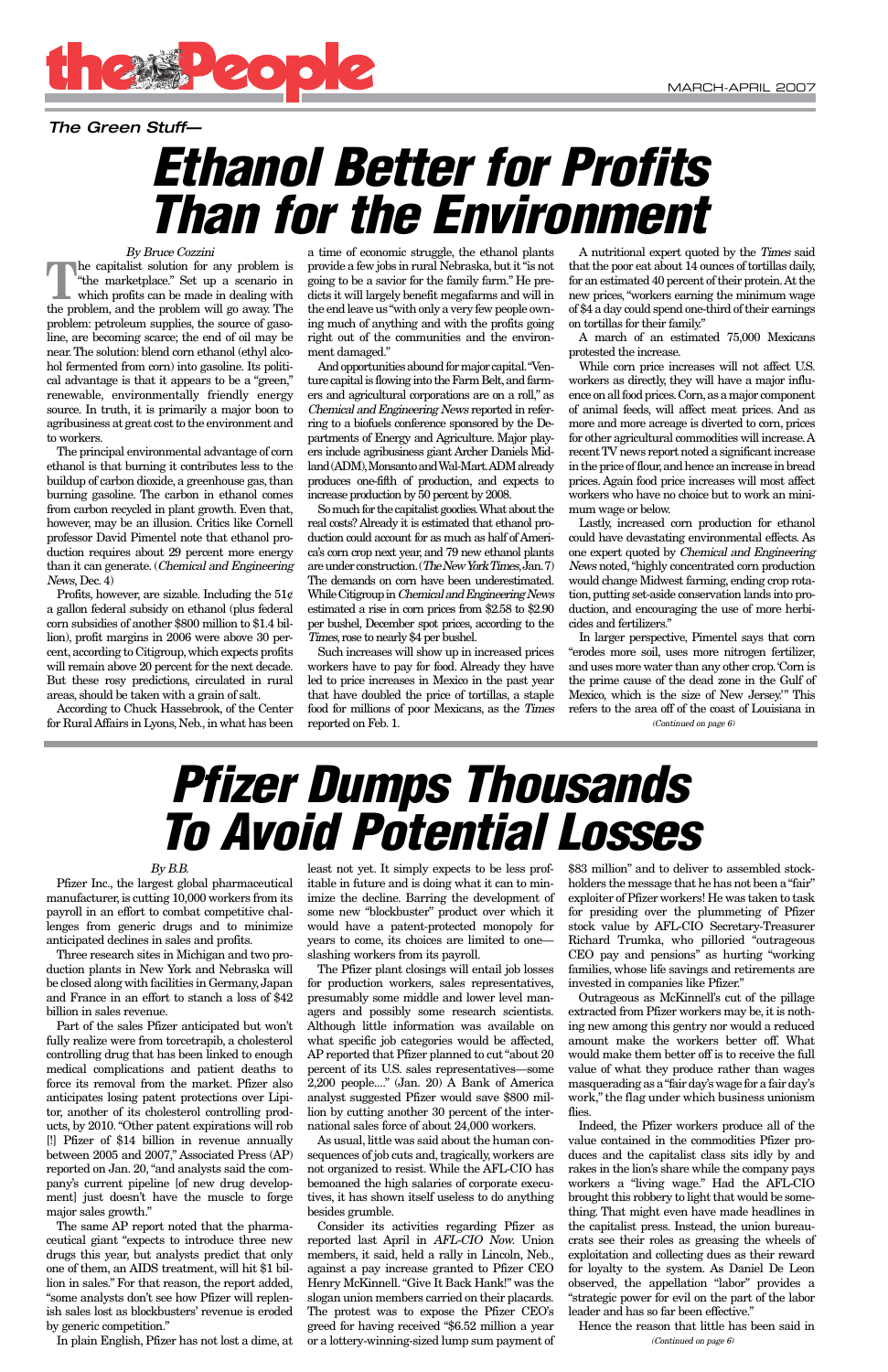*The Green Stuff—*

# Ethanol Better for Profits Than for the Environment

*By Bruce Cozzini*

The capitalist solution for any problem is "the marketplace." Set up a scenario in which profits can be made in dealing with the problem, and the problem will go away. The problem: petroleum supplies, the source of gasoline, are becoming scarce; the end of oil may be near. The solution: blend corn ethanol (ethyl alcohol fermented from corn) into gasoline. Its political advantage is that it appears to be a "green," renewable, environmentally friendly energy source. In truth, it is primarily a major boon to agribusiness at great cost to the environment and to workers.

The principal environmental advantage of corn ethanol is that burning it contributes less to the buildup of carbon dioxide, a greenhouse gas, than burning gasoline. The carbon in ethanol comes from carbon recycled in plant growth. Even that, however, may be an illusion. Critics like Cornell professor David Pimentel note that ethanol production requires about 29 percent more energy than it can generate. (*Chemical and Engineering News*, Dec. 4)

Profits, however, are sizable. Including the 51¢ a gallon federal subsidy on ethanol (plus federal corn subsidies of another $800 million to $1.4 billion), profit margins in 2006 were above 30 percent, according to Citigroup, which expects profits will remain above 20 percent for the next decade. But these rosy predictions, circulated in rural areas, should be taken with a grain of salt.

According to Chuck Hassebrook, of the Center for Rural Affairs in Lyons, Neb., in what has been a time of economic struggle, the ethanol plants provide a few jobs in rural Nebraska, but it "is not going to be a savior for the family farm." He predicts it will largely benefit megafarms and will in the end leave us "with only a very few people owning much of anything and with the profits going right out of the communities and the environment damaged."

And opportunities abound for major capital. "Venture capital is flowing into the Farm Belt, and farmers and agricultural corporations are on a roll," as *Chemical and Engineering News* reported in referring to a biofuels conference sponsored by the Departments of Energy and Agriculture. Major players include agribusiness giant Archer Daniels Midland (ADM), Monsanto and Wal-Mart. ADM already produces one-fifth of production, and expects to increase production by 50 percent by 2008.

So much for the capitalist goodies. What about the real costs? Already it is estimated that ethanol production could account for as much as half of America's corn crop next year, and 79 new ethanol plants are under construction. (*The New York Times*, Jan. 7) The demands on corn have been underestimated. While Citigroup in *Chemical and Engineering News* estimated a rise in corn prices from $2.58 to $2.90 per bushel, December spot prices, according to the *Times*, rose to nearly $4 per bushel.

Such increases will show up in increased prices workers have to pay for food. Already they have led to price increases in Mexico in the past year that have doubled the price of tortillas, a staple food for millions of poor Mexicans, as the *Times* reported on Feb. 1.

A nutritional expert quoted by the *Times* said that the poor eat about 14 ounces of tortillas daily, for an estimated 40 percent of their protein. At the new prices, "workers earning the minimum wage of $4 a day could spend one-third of their earnings on tortillas for their family."

A march of an estimated 75,000 Mexicans protested the increase.

While corn price increases will not affect U.S. workers as directly, they will have a major influence on all food prices. Corn, as a major component of animal feeds, will affect meat prices. And as more and more acreage is diverted to corn, prices for other agricultural commodities will increase. A recent TV news report noted a significant increase in the price of flour, and hence an increase in bread prices. Again food price increases will most affect workers who have no choice but to work an minimum wage or below.

Lastly, increased corn production for ethanol could have devastating environmental effects. As one expert quoted by *Chemical and Engineering News* noted, "highly concentrated corn production would change Midwest farming, ending crop rotation, putting set-aside conservation lands into production, and encouraging the use of more herbicides and fertilizers."

In larger perspective, Pimentel says that corn "erodes more soil, uses more nitrogen fertilizer, and uses more water than any other crop. 'Corn is the prime cause of the dead zone in the Gulf of Mexico, which is the size of New Jersey.'" This refers to the area off of the coast of Louisiana in

*(Continued on page 6)*

# Pfizer Dumps Thousands To Avoid Potential Losses

*By B.B.*

Pfizer Inc., the largest global pharmaceutical manufacturer, is cutting 10,000 workers from its payroll in an effort to combat competitive challenges from generic drugs and to minimize anticipated declines in sales and profits.

Three research sites in Michigan and two production plants in New York and Nebraska will be closed along with facilities in Germany, Japan and France in an effort to stanch a loss of $42 billion in sales revenue.

Part of the sales Pfizer anticipated but won't fully realize were from torcetrapib, a cholesterol controlling drug that has been linked to enough medical complications and patient deaths to force its removal from the market. Pfizer also anticipates losing patent protections over Lipitor, another of its cholesterol controlling products, by 2010. "Other patent expirations will rob [!] Pfizer of $14 billion in revenue annually between 2005 and 2007," Associated Press (AP) reported on Jan. 20, "and analysts said the company's current pipeline [of new drug development] just doesn't have the muscle to forge major sales growth."

The same AP report noted that the pharmaceutical giant "expects to introduce three new drugs this year, but analysts predict that only one of them, an AIDS treatment, will hit $1 billion in sales." For that reason, the report added, "some analysts don't see how Pfizer will replenish sales lost as blockbusters' revenue is eroded by generic competition."

In plain English, Pfizer has not lost a dime, at least not yet. It simply expects to be less profitable in future and is doing what it can to minimize the decline. Barring the development of some new "blockbuster" product over which it would have a patent-protected monopoly for years to come, its choices are limited to one—slashing workers from its payroll.

The Pfizer plant closings will entail job losses for production workers, sales representatives, presumably some middle and lower level managers and possibly some research scientists. Although little information was available on what specific job categories would be affected, AP reported that Pfizer planned to cut "about 20 percent of its U.S. sales representatives—some 2,200 people...." (Jan. 20) A Bank of America analyst suggested Pfizer would save $800 million by cutting another 30 percent of the international sales force of about 24,000 workers.

As usual, little was said about the human consequences of job cuts and, tragically, workers are not organized to resist. While the AFL-CIO has bemoaned the high salaries of corporate executives, it has shown itself useless to do anything besides grumble.

Consider its activities regarding Pfizer as reported last April in *AFL-CIO Now*. Union members, it said, held a rally in Lincoln, Neb., against a pay increase granted to Pfizer CEO Henry McKinnell. "Give It Back Hank!" was the slogan union members carried on their placards. The protest was to expose the Pfizer CEO's greed for having received "$6.52 million a year or a lottery-winning-sized lump sum payment of $83 million" and to deliver to assembled stockholders the message that he has not been a "fair" exploiter of Pfizer workers! He was taken to task for presiding over the plummeting of Pfizer stock value by AFL-CIO Secretary-Treasurer Richard Trumka, who pilloried "outrageous CEO pay and pensions" as hurting "working families, whose life savings and retirements are invested in companies like Pfizer."

Outrageous as McKinnell's cut of the pillage extracted from Pfizer workers may be, it is nothing new among this gentry nor would a reduced amount make the workers better off. What would make them better off is to receive the full value of what they produce rather than wages masquerading as a "fair day's wage for a fair day's work," the flag under which business unionism flies.

Indeed, the Pfizer workers produce all of the value contained in the commodities Pfizer produces and the capitalist class sits idly by and rakes in the lion's share while the company pays workers a "living wage." Had the AFL-CIO brought this robbery to light that would be something. That might even have made headlines in the capitalist press. Instead, the union bureaucrats see their roles as greasing the wheels of exploitation and collecting dues as their reward for loyalty to the system. As Daniel De Leon observed, the appellation "labor" provides a "strategic power for evil on the part of the labor leader and has so far been effective."

Hence the reason that little has been said in

*(Continued on page 6)*